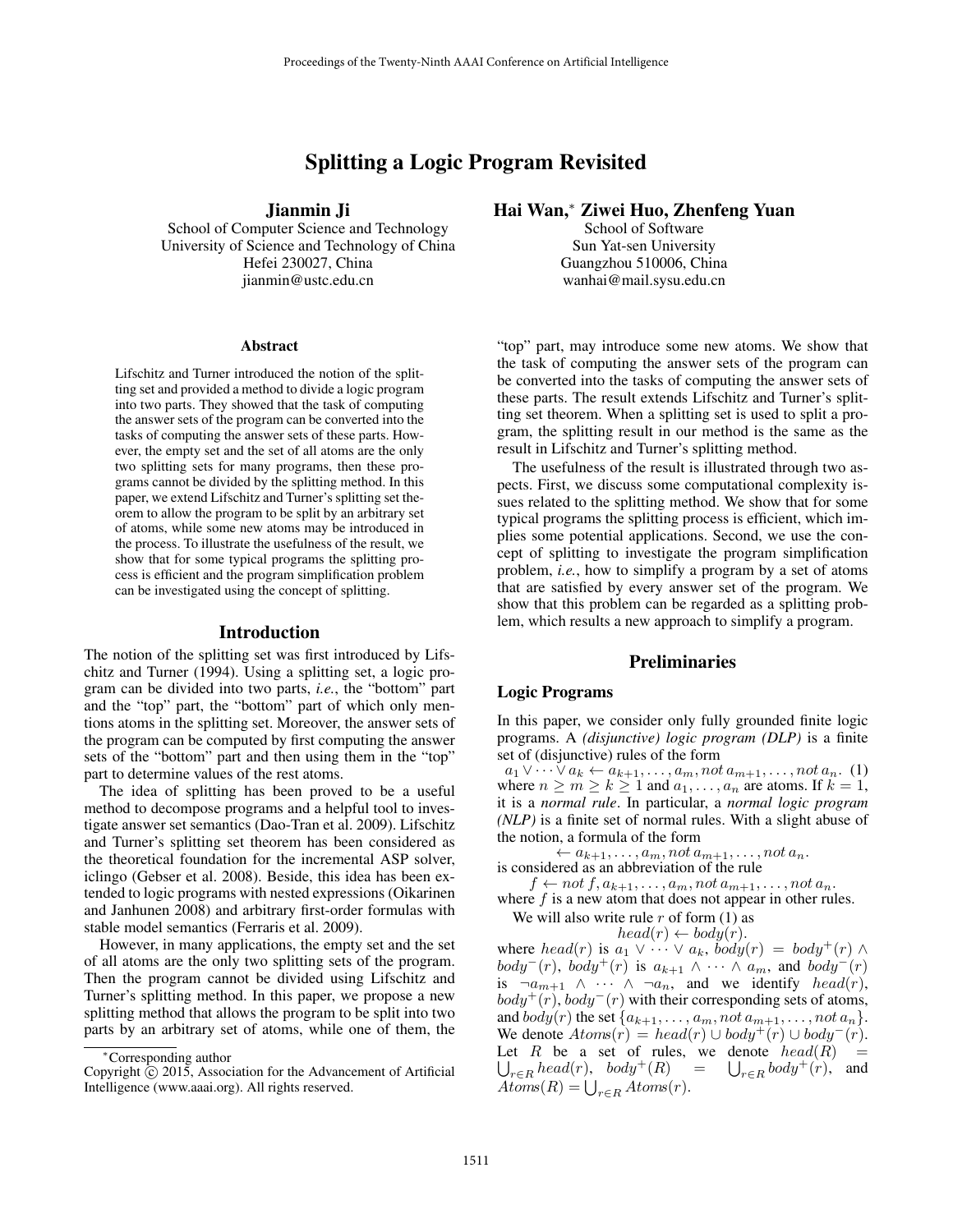# Splitting a Logic Program Revisited

**Jianmin Ji**
School of Computer Science and Technology
University of Science and Technology of China
Hefei 230027, China
jianmin@ustc.edu.cn

**Hai Wan,*[*] Ziwei Huo, Zhenfeng Yuan**
School of Software
Sun Yat-sen University
Guangzhou 510006, China
wanhai@mail.sysu.edu.cn

### Abstract

Lifschitz and Turner introduced the notion of the splitting set and provided a method to divide a logic program into two parts. They showed that the task of computing the answer sets of the program can be converted into the tasks of computing the answer sets of these parts. However, the empty set and the set of all atoms are the only two splitting sets for many programs, then these programs cannot be divided by the splitting method. In this paper, we extend Lifschitz and Turner's splitting set theorem to allow the program to be split by an arbitrary set of atoms, while some new atoms may be introduced in the process. To illustrate the usefulness of the result, we show that for some typical programs the splitting process is efficient and the program simplification problem can be investigated using the concept of splitting.

## Introduction

The notion of the splitting set was first introduced by Lifschitz and Turner (1994). Using a splitting set, a logic program can be divided into two parts, *i.e.*, the "bottom" part and the "top" part, the "bottom" part of which only mentions atoms in the splitting set. Moreover, the answer sets of the program can be computed by first computing the answer sets of the "bottom" part and then using them in the "top" part to determine values of the rest atoms.

The idea of splitting has been proved to be a useful method to decompose programs and a helpful tool to investigate answer set semantics (Dao-Tran et al. 2009). Lifschitz and Turner's splitting set theorem has been considered as the theoretical foundation for the incremental ASP solver, iclingo (Gebser et al. 2008). Beside, this idea has been extended to logic programs with nested expressions (Oikarinen and Janhunen 2008) and arbitrary first-order formulas with stable model semantics (Ferraris et al. 2009).

However, in many applications, the empty set and the set of all atoms are the only two splitting sets of the program. Then the program cannot be divided using Lifschitz and Turner's splitting method. In this paper, we propose a new splitting method that allows the program to be split into two parts by an arbitrary set of atoms, while one of them, the "top" part, may introduce some new atoms. We show that the task of computing the answer sets of the program can be converted into the tasks of computing the answer sets of these parts. The result extends Lifschitz and Turner's splitting set theorem. When a splitting set is used to split a program, the splitting result in our method is the same as the result in Lifschitz and Turner's splitting method.

The usefulness of the result is illustrated through two aspects. First, we discuss some computational complexity issues related to the splitting method. We show that for some typical programs the splitting process is efficient, which implies some potential applications. Second, we use the concept of splitting to investigate the program simplification problem, *i.e.*, how to simplify a program by a set of atoms that are satisfied by every answer set of the program. We show that this problem can be regarded as a splitting problem, which results a new approach to simplify a program.

## Preliminaries

### Logic Programs

In this paper, we consider only fully grounded finite logic programs. A *(disjunctive) logic program (DLP)* is a finite set of (disjunctive) rules of the form

$$a_1 \vee \dots \vee a_k \leftarrow a_{k+1}, \dots, a_m, not\, a_{m+1}, \dots, not\, a_n. \quad (1)$$

where $n \geq m \geq k \geq 1$ and $a_1, \dots, a_n$ are atoms. If $k = 1$, it is a *normal rule*. In particular, a *normal logic program (NLP)* is a finite set of normal rules. With a slight abuse of the notion, a formula of the form

$$\leftarrow a_{k+1}, \dots, a_m, not\, a_{m+1}, \dots, not\, a_n.$$

is considered as an abbreviation of the rule

$$f \leftarrow not\, f, a_{k+1}, \dots, a_m, not\, a_{m+1}, \dots, not\, a_n.$$

where $f$ is a new atom that does not appear in other rules.

We will also write rule $r$ of form (1) as

$$head(r) \leftarrow body(r).$$

where $head(r)$ is $a_1 \vee \dots \vee a_k$, $body(r) = body^+(r) \wedge body^-(r)$, $body^+(r)$ is $a_{k+1} \wedge \dots \wedge a_m$, and $body^-(r)$ is $\neg a_{m+1} \wedge \dots \wedge \neg a_n$, and we identify $head(r)$, $body^+(r)$, $body^-(r)$ with their corresponding sets of atoms, and $body(r)$ the set $\{a_{k+1}, \dots, a_m, not\, a_{m+1}, \dots, not\, a_n\}$. We denote $Atoms(r) = head(r) \cup body^+(r) \cup body^-(r)$. Let $R$ be a set of rules, we denote $head(R) = \bigcup_{r \in R} head(r)$, $body^+(R) = \bigcup_{r \in R} body^+(r)$, and $Atoms(R) = \bigcup_{r \in R} Atoms(r)$.

[*] Corresponding author

Copyright © 2015, Association for the Advancement of Artificial Intelligence (www.aaai.org). All rights reserved.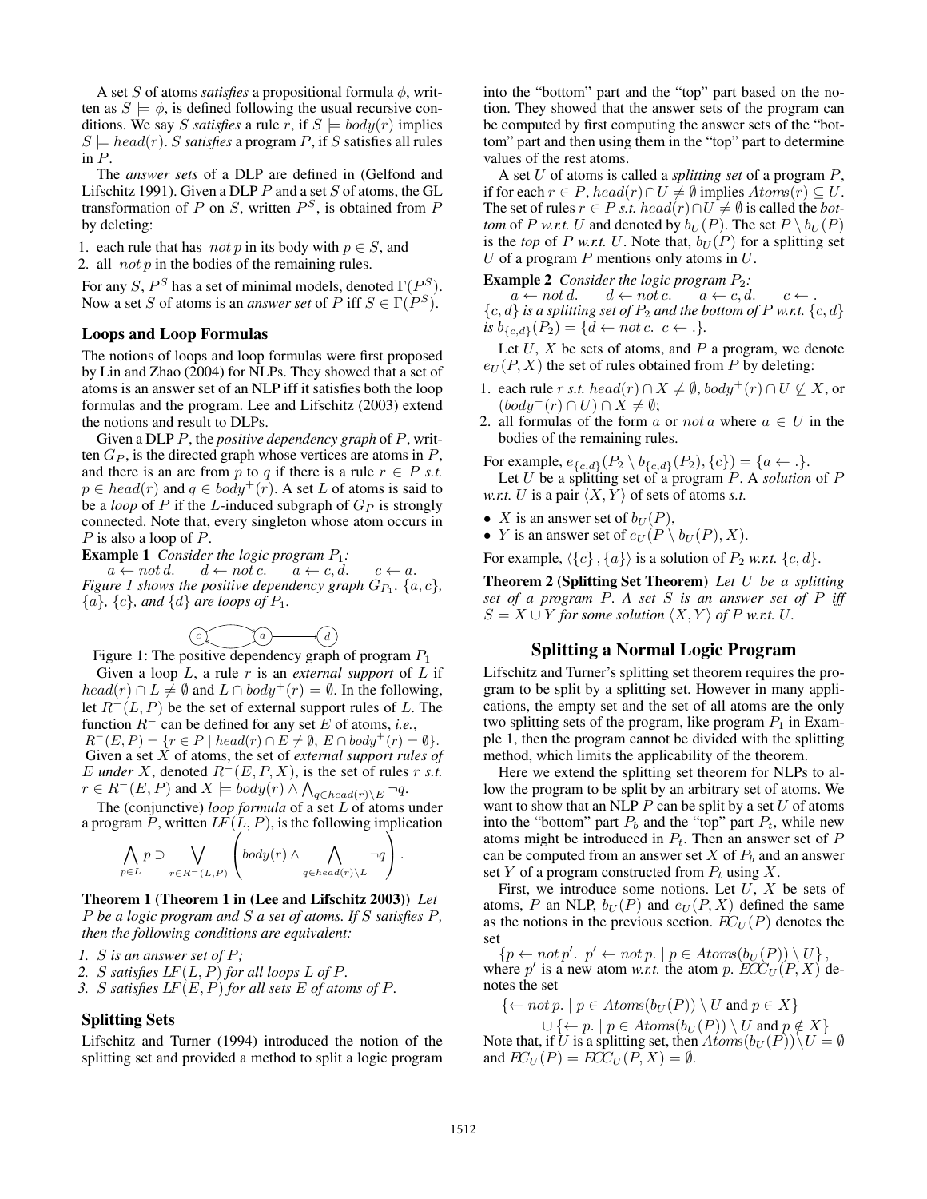A set $S$ of atoms *satisfies* a propositional formula $\phi$, written as $S \models \phi$, is defined following the usual recursive conditions. We say $S$ *satisfies* a rule $r$, if $S \models body(r)$ implies $S \models head(r)$. $S$ *satisfies* a program $P$, if $S$ satisfies all rules in $P$.

The *answer sets* of a DLP are defined in (Gelfond and Lifschitz 1991). Given a DLP $P$ and a set $S$ of atoms, the GL transformation of $P$ on $S$, written $P^S$, is obtained from $P$ by deleting:

1. each rule that has $not\ p$ in its body with $p \in S$, and
2. all $not\ p$ in the bodies of the remaining rules.

For any $S$, $P^S$ has a set of minimal models, denoted $\Gamma(P^S)$. Now a set $S$ of atoms is an *answer set* of $P$ iff $S \in \Gamma(P^S)$.

### Loops and Loop Formulas

The notions of loops and loop formulas were first proposed by Lin and Zhao (2004) for NLPs. They showed that a set of atoms is an answer set of an NLP iff it satisfies both the loop formulas and the program. Lee and Lifschitz (2003) extend the notions and result to DLPs.

Given a DLP $P$, the *positive dependency graph* of $P$, written $G_P$, is the directed graph whose vertices are atoms in $P$, and there is an arc from $p$ to $q$ if there is a rule $r \in P$ *s.t.* $p \in head(r)$ and $q \in body^+(r)$. A set $L$ of atoms is said to be a *loop* of $P$ if the $L$-induced subgraph of $G_P$ is strongly connected. Note that, every singleton whose atom occurs in $P$ is also a loop of $P$.

**Example 1** *Consider the logic program* $P_1$*:*

$a \leftarrow not\ d. \quad d \leftarrow not\ c. \quad a \leftarrow c, d. \quad c \leftarrow a.$

*Figure 1 shows the positive dependency graph* $G_{P_1}$. $\{a, c\}$, $\{a\}$, $\{c\}$, *and* $\{d\}$ *are loops of* $P_1$.

Figure 1: The positive dependency graph of program $P_1$

Given a loop $L$, a rule $r$ is an *external support* of $L$ if $head(r) \cap L \neq \emptyset$ and $L \cap body^+(r) = \emptyset$. In the following, let $R^-(L, P)$ be the set of external support rules of $L$. The function $R^-$ can be defined for any set $E$ of atoms, *i.e.*, $R^-(E, P) = \{r \in P \mid head(r) \cap E \neq \emptyset,\ E \cap body^+(r) = \emptyset\}$. Given a set $X$ of atoms, the set of *external support rules of* $E$ *under* $X$, denoted $R^-(E, P, X)$, is the set of rules $r$ *s.t.* $r \in R^-(E, P)$ and $X \models body(r) \wedge \bigwedge_{q \in head(r) \setminus E} \neg q$.

The (conjunctive) *loop formula* of a set $L$ of atoms under a program $P$, written $LF(L, P)$, is the following implication

$$\bigwedge_{p \in L} p \supset \bigvee_{r \in R^-(L,P)} \left( body(r) \wedge \bigwedge_{q \in head(r) \setminus L} \neg q \right).$$

**Theorem 1 (Theorem 1 in (Lee and Lifschitz 2003))** *Let* $P$ *be a logic program and* $S$ *a set of atoms. If* $S$ *satisfies* $P$*, then the following conditions are equivalent:*

1. *$S$ is an answer set of $P$;*
2. *$S$ satisfies $LF(L, P)$ for all loops $L$ of $P$.*
3. *$S$ satisfies $LF(E, P)$ for all sets $E$ of atoms of $P$.*

### Splitting Sets

Lifschitz and Turner (1994) introduced the notion of the splitting set and provided a method to split a logic program into the "bottom" part and the "top" part based on the notion. They showed that the answer sets of the program can be computed by first computing the answer sets of the "bottom" part and then using them in the "top" part to determine values of the rest atoms.

A set $U$ of atoms is called a *splitting set* of a program $P$, if for each $r \in P$, $head(r) \cap U \neq \emptyset$ implies $Atoms(r) \subseteq U$. The set of rules $r \in P$ *s.t.* $head(r) \cap U \neq \emptyset$ is called the *bottom* of $P$ *w.r.t.* $U$ and denoted by $b_U(P)$. The set $P \setminus b_U(P)$ is the *top* of $P$ *w.r.t.* $U$. Note that, $b_U(P)$ for a splitting set $U$ of a program $P$ mentions only atoms in $U$.

**Example 2** *Consider the logic program* $P_2$*:*

$a \leftarrow not\ d. \quad d \leftarrow not\ c. \quad a \leftarrow c, d. \quad c \leftarrow .$

$\{c, d\}$ *is a splitting set of* $P_2$ *and the bottom of* $P$ *w.r.t.* $\{c, d\}$ *is* $b_{\{c,d\}}(P_2) = \{d \leftarrow not\ c.\ \ c \leftarrow .\}$.

Let $U$, $X$ be sets of atoms, and $P$ a program, we denote $e_U(P, X)$ the set of rules obtained from $P$ by deleting:

1. each rule $r$ *s.t.* $head(r) \cap X \neq \emptyset$, $body^+(r) \cap U \not\subseteq X$, or $(body^-(r) \cap U) \cap X \neq \emptyset$;
2. all formulas of the form $a$ or $not\ a$ where $a \in U$ in the bodies of the remaining rules.

For example, $e_{\{c,d\}}(P_2 \setminus b_{\{c,d\}}(P_2), \{c\}) = \{a \leftarrow .\}$.

Let $U$ be a splitting set of a program $P$. A *solution* of $P$ *w.r.t.* $U$ is a pair $\langle X, Y \rangle$ of sets of atoms *s.t.*

- $X$ is an answer set of $b_U(P)$,
- $Y$ is an answer set of $e_U(P \setminus b_U(P), X)$.

For example, $\langle \{c\}, \{a\} \rangle$ is a solution of $P_2$ *w.r.t.* $\{c, d\}$.

**Theorem 2 (Splitting Set Theorem)** *Let* $U$ *be a splitting set of a program* $P$*. A set* $S$ *is an answer set of* $P$ *iff* $S = X \cup Y$ *for some solution* $\langle X, Y \rangle$ *of* $P$ *w.r.t.* $U$.

## Splitting a Normal Logic Program

Lifschitz and Turner's splitting set theorem requires the program to be split by a splitting set. However in many applications, the empty set and the set of all atoms are the only two splitting sets of the program, like program $P_1$ in Example 1, then the program cannot be divided with the splitting method, which limits the applicability of the theorem.

Here we extend the splitting set theorem for NLPs to allow the program to be split by an arbitrary set of atoms. We want to show that an NLP $P$ can be split by a set $U$ of atoms into the "bottom" part $P_b$ and the "top" part $P_t$, while new atoms might be introduced in $P_t$. Then an answer set of $P$ can be computed from an answer set $X$ of $P_b$ and an answer set $Y$ of a program constructed from $P_t$ using $X$.

First, we introduce some notions. Let $U$, $X$ be sets of atoms, $P$ an NLP, $b_U(P)$ and $e_U(P, X)$ defined the same as the notions in the previous section. $EC_U(P)$ denotes the set

$$\{p \leftarrow not\ p'.\ \ p' \leftarrow not\ p. \mid p \in Atoms(b_U(P)) \setminus U\},$$

where $p'$ is a new atom *w.r.t.* the atom $p$. $ECC_U(P, X)$ denotes the set

$$\{\leftarrow not\ p. \mid p \in Atoms(b_U(P)) \setminus U \text{ and } p \in X\}$$
$$\cup \{\leftarrow p. \mid p \in Atoms(b_U(P)) \setminus U \text{ and } p \notin X\}$$

Note that, if $U$ is a splitting set, then $Atoms(b_U(P)) \setminus U = \emptyset$ and $EC_U(P) = ECC_U(P, X) = \emptyset$.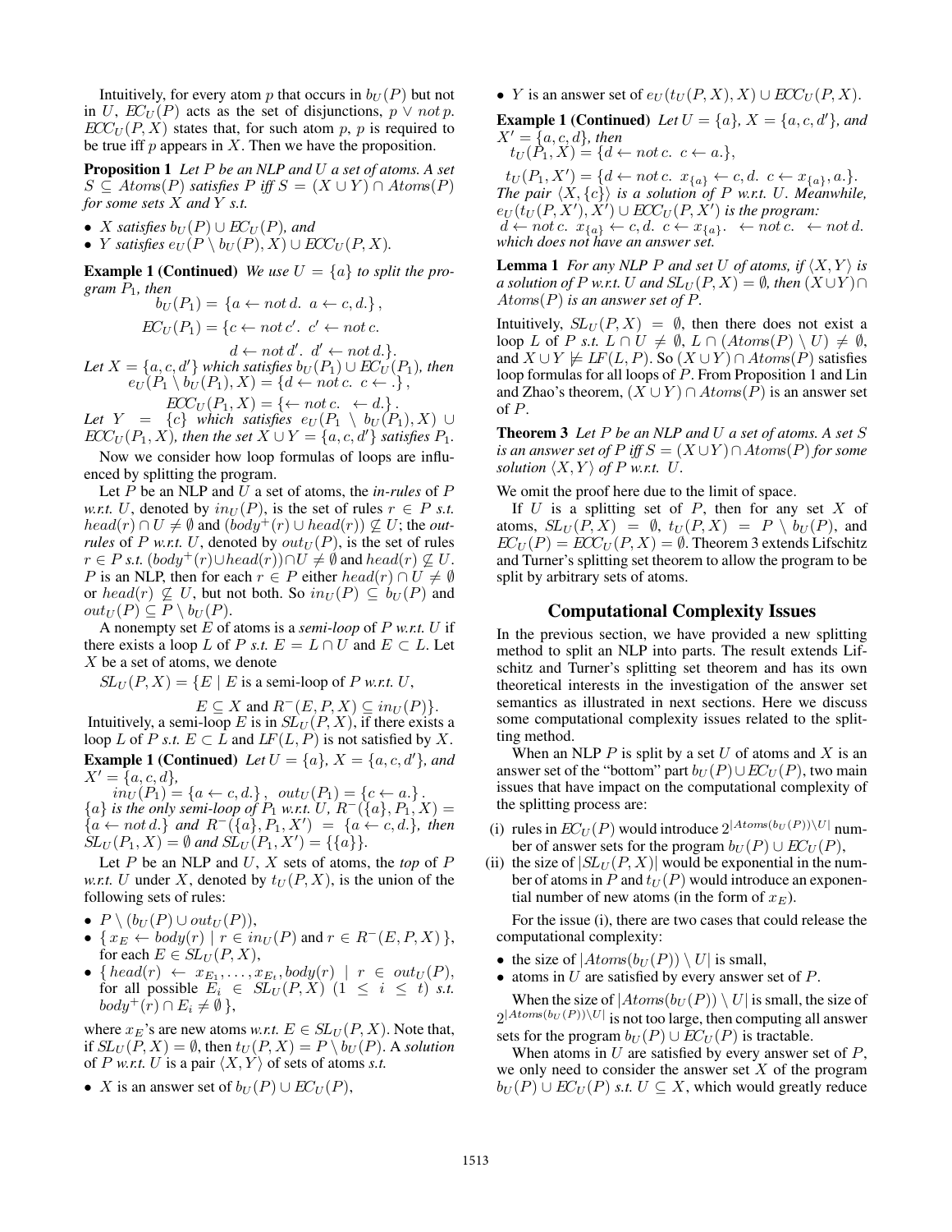Intuitively, for every atom $p$ that occurs in $b_U(P)$ but not in $U$, $EC_U(P)$ acts as the set of disjunctions, $p \vee not\, p$. $ECC_U(P, X)$ states that, for such atom $p$, $p$ is required to be true iff $p$ appears in $X$. Then we have the proposition.

**Proposition 1** *Let $P$ be an NLP and $U$ a set of atoms. A set $S \subseteq Atoms(P)$ satisfies $P$ iff $S = (X \cup Y) \cap Atoms(P)$ for some sets $X$ and $Y$ s.t.*

- *$X$ satisfies $b_U(P) \cup EC_U(P)$, and*
- *$Y$ satisfies $e_U(P \setminus b_U(P), X) \cup ECC_U(P, X)$.*

**Example 1 (Continued)** *We use $U = \{a\}$ to split the program $P_1$, then*

$$b_U(P_1) = \{a \leftarrow not\, d.\ a \leftarrow c, d.\},$$

$$EC_U(P_1) = \{c \leftarrow not\, c'.\ c' \leftarrow not\, c.$$

$$d \leftarrow not\, d'.\ d' \leftarrow not\, d.\}.$$

*Let $X = \{a, c, d'\}$ which satisfies $b_U(P_1) \cup EC_U(P_1)$, then*

$$e_U(P_1 \setminus b_U(P_1), X) = \{d \leftarrow not\, c.\ c \leftarrow .\},$$

$$ECC_U(P_1, X) = \{\leftarrow not\, c.\ \leftarrow d.\}.$$

*Let $Y = \{c\}$ which satisfies $e_U(P_1 \setminus b_U(P_1), X) \cup ECC_U(P_1, X)$, then the set $X \cup Y = \{a, c, d'\}$ satisfies $P_1$.*

Now we consider how loop formulas of loops are influenced by splitting the program.

Let $P$ be an NLP and $U$ a set of atoms, the *in-rules* of $P$ *w.r.t.* $U$, denoted by $in_U(P)$, is the set of rules $r \in P$ *s.t.* $head(r) \cap U \neq \emptyset$ and $(body^+(r) \cup head(r)) \not\subseteq U$; the *out-rules* of $P$ *w.r.t.* $U$, denoted by $out_U(P)$, is the set of rules $r \in P$ *s.t.* $(body^+(r) \cup head(r)) \cap U \neq \emptyset$ and $head(r) \not\subseteq U$. $P$ is an NLP, then for each $r \in P$ either $head(r) \cap U \neq \emptyset$ or $head(r) \not\subseteq U$, but not both. So $in_U(P) \subseteq b_U(P)$ and $out_U(P) \subseteq P \setminus b_U(P)$.

A nonempty set $E$ of atoms is a *semi-loop* of $P$ *w.r.t.* $U$ if there exists a loop $L$ of $P$ *s.t.* $E = L \cap U$ and $E \subset L$. Let $X$ be a set of atoms, we denote

$$SL_U(P, X) = \{E \mid E \text{ is a semi-loop of } P \text{ w.r.t. } U,$$

$$E \subseteq X \text{ and } R^-(E, P, X) \subseteq in_U(P)\}.$$

Intuitively, a semi-loop $E$ is in $SL_U(P, X)$, if there exists a loop $L$ of $P$ *s.t.* $E \subset L$ and $LF(L, P)$ is not satisfied by $X$.

**Example 1 (Continued)** *Let $U = \{a\}$, $X = \{a, c, d'\}$, and $X' = \{a, c, d\}$,*

$$in_U(P_1) = \{a \leftarrow c, d.\},\quad out_U(P_1) = \{c \leftarrow a.\}.$$

*$\{a\}$ is the only semi-loop of $P_1$ w.r.t. $U$, $R^-(\{a\}, P_1, X) = \{a \leftarrow not\, d.\}$ and $R^-(\{a\}, P_1, X') = \{a \leftarrow c, d.\}$, then $SL_U(P_1, X) = \emptyset$ and $SL_U(P_1, X') = \{\{a\}\}$.*

Let $P$ be an NLP and $U$, $X$ sets of atoms, the *top* of $P$ *w.r.t.* $U$ under $X$, denoted by $t_U(P, X)$, is the union of the following sets of rules:

- $P \setminus (b_U(P) \cup out_U(P))$,
- $\{\, x_E \leftarrow body(r) \mid r \in in_U(P) \text{ and } r \in R^-(E, P, X)\,\}$, for each $E \in SL_U(P, X)$,
- $\{\, head(r) \leftarrow x_{E_1}, \ldots, x_{E_t}, body(r) \mid r \in out_U(P)$, for all possible $E_i \in SL_U(P, X)$ $(1 \leq i \leq t)$ *s.t.* $body^+(r) \cap E_i \neq \emptyset\,\}$,

where $x_E$'s are new atoms *w.r.t.* $E \in SL_U(P, X)$. Note that, if $SL_U(P, X) = \emptyset$, then $t_U(P, X) = P \setminus b_U(P)$. A *solution* of $P$ *w.r.t.* $U$ is a pair $\langle X, Y \rangle$ of sets of atoms *s.t.*

- $X$ is an answer set of $b_U(P) \cup EC_U(P)$,
- $Y$ is an answer set of $e_U(t_U(P, X), X) \cup ECC_U(P, X)$.

**Example 1 (Continued)** *Let $U = \{a\}$, $X = \{a, c, d'\}$, and $X' = \{a, c, d\}$, then*

$$t_U(P_1, X) = \{d \leftarrow not\, c.\ c \leftarrow a.\},$$

$$t_U(P_1, X') = \{d \leftarrow not\, c.\ x_{\{a\}} \leftarrow c, d.\ c \leftarrow x_{\{a\}}, a.\}.$$

*The pair $\langle X, \{c\}\rangle$ is a solution of $P$ w.r.t. $U$. Meanwhile, $e_U(t_U(P, X'), X') \cup ECC_U(P, X')$ is the program:*

$$d \leftarrow not\, c.\ x_{\{a\}} \leftarrow c, d.\ c \leftarrow x_{\{a\}}.\ \leftarrow not\, c.\ \leftarrow not\, d.$$

*which does not have an answer set.*

**Lemma 1** *For any NLP $P$ and set $U$ of atoms, if $\langle X, Y \rangle$ is a solution of $P$ w.r.t. $U$ and $SL_U(P, X) = \emptyset$, then $(X \cup Y) \cap Atoms(P)$ is an answer set of $P$.*

Intuitively, $SL_U(P, X) = \emptyset$, then there does not exist a loop $L$ of $P$ *s.t.* $L \cap U \neq \emptyset$, $L \cap (Atoms(P) \setminus U) \neq \emptyset$, and $X \cup Y \not\models LF(L, P)$. So $(X \cup Y) \cap Atoms(P)$ satisfies loop formulas for all loops of $P$. From Proposition 1 and Lin and Zhao's theorem, $(X \cup Y) \cap Atoms(P)$ is an answer set of $P$.

**Theorem 3** *Let $P$ be an NLP and $U$ a set of atoms. A set $S$ is an answer set of $P$ iff $S = (X \cup Y) \cap Atoms(P)$ for some solution $\langle X, Y \rangle$ of $P$ w.r.t. $U$.*

We omit the proof here due to the limit of space.

If $U$ is a splitting set of $P$, then for any set $X$ of atoms, $SL_U(P, X) = \emptyset$, $t_U(P, X) = P \setminus b_U(P)$, and $EC_U(P) = ECC_U(P, X) = \emptyset$. Theorem 3 extends Lifschitz and Turner's splitting set theorem to allow the program to be split by arbitrary sets of atoms.

## Computational Complexity Issues

In the previous section, we have provided a new splitting method to split an NLP into parts. The result extends Lifschitz and Turner's splitting set theorem and has its own theoretical interests in the investigation of the answer set semantics as illustrated in next sections. Here we discuss some computational complexity issues related to the splitting method.

When an NLP $P$ is split by a set $U$ of atoms and $X$ is an answer set of the "bottom" part $b_U(P) \cup EC_U(P)$, two main issues that have impact on the computational complexity of the splitting process are:

(i) rules in $EC_U(P)$ would introduce $2^{|Atoms(b_U(P)) \setminus U|}$ number of answer sets for the program $b_U(P) \cup EC_U(P)$,

(ii) the size of $|SL_U(P, X)|$ would be exponential in the number of atoms in $P$ and $t_U(P)$ would introduce an exponential number of new atoms (in the form of $x_E$).

For the issue (i), there are two cases that could release the computational complexity:

- the size of $|Atoms(b_U(P)) \setminus U|$ is small,
- atoms in $U$ are satisfied by every answer set of $P$.

When the size of $|Atoms(b_U(P)) \setminus U|$ is small, the size of $2^{|Atoms(b_U(P)) \setminus U|}$ is not too large, then computing all answer sets for the program $b_U(P) \cup EC_U(P)$ is tractable.

When atoms in $U$ are satisfied by every answer set of $P$, we only need to consider the answer set $X$ of the program $b_U(P) \cup EC_U(P)$ *s.t.* $U \subseteq X$, which would greatly reduce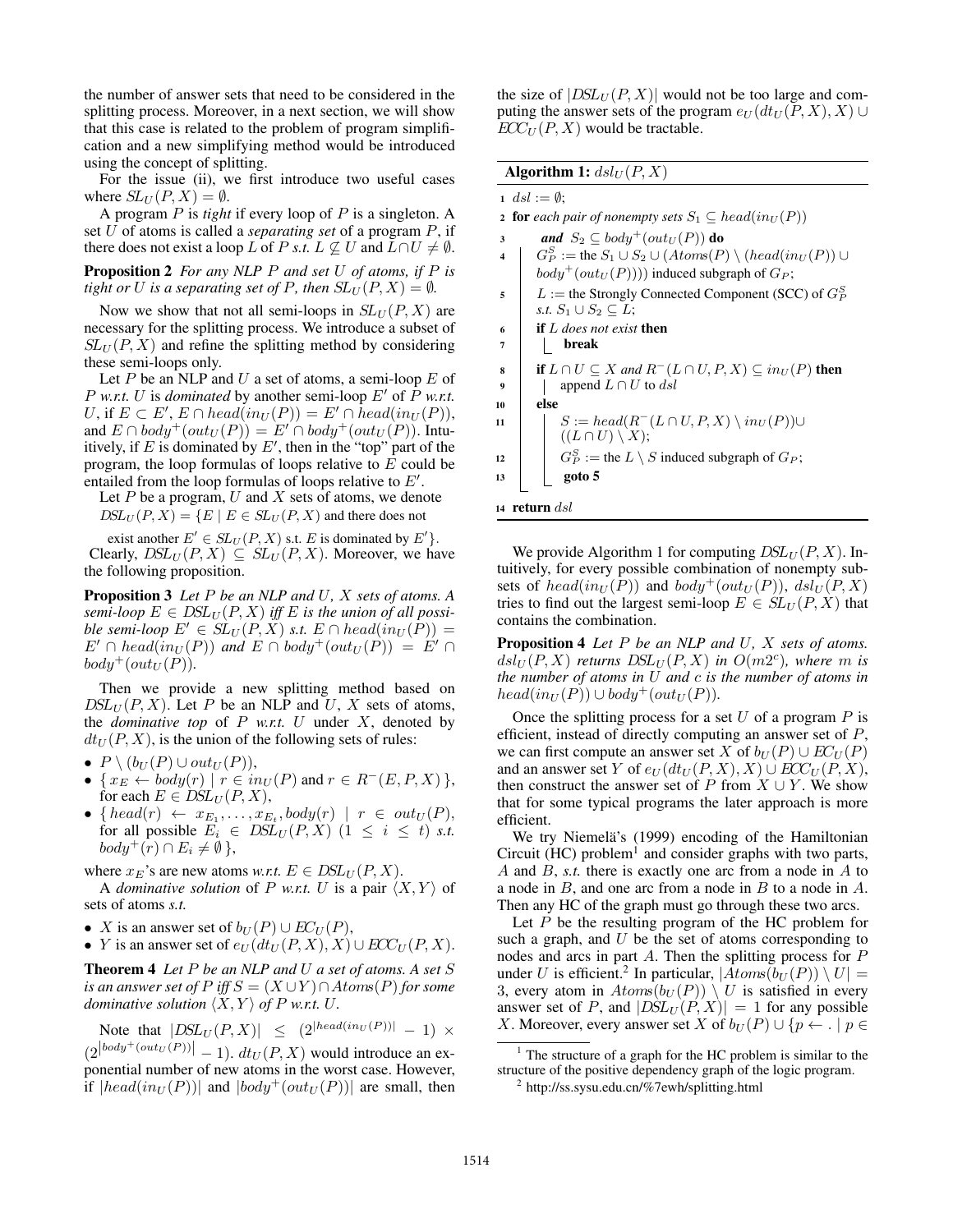the number of answer sets that need to be considered in the splitting process. Moreover, in a next section, we will show that this case is related to the problem of program simplification and a new simplifying method would be introduced using the concept of splitting.

For the issue (ii), we first introduce two useful cases where $SL_U(P, X) = \emptyset$.

A program $P$ is *tight* if every loop of $P$ is a singleton. A set $U$ of atoms is called a *separating set* of a program $P$, if there does not exist a loop $L$ of $P$ *s.t.* $L \not\subseteq U$ and $L \cap U \neq \emptyset$.

**Proposition 2** *For any NLP $P$ and set $U$ of atoms, if $P$ is tight or $U$ is a separating set of $P$, then $SL_U(P, X) = \emptyset$.*

Now we show that not all semi-loops in $SL_U(P, X)$ are necessary for the splitting process. We introduce a subset of $SL_U(P, X)$ and refine the splitting method by considering these semi-loops only.

Let $P$ be an NLP and $U$ a set of atoms, a semi-loop $E$ of $P$ *w.r.t.* $U$ is *dominated* by another semi-loop $E'$ of $P$ *w.r.t.* $U$, if $E \subset E'$, $E \cap head(in_U(P)) = E' \cap head(in_U(P))$, and $E \cap body^+(out_U(P)) = E' \cap body^+(out_U(P))$. Intuitively, if $E$ is dominated by $E'$, then in the "top" part of the program, the loop formulas of loops relative to $E$ could be entailed from the loop formulas of loops relative to $E'$.

Let $P$ be a program, $U$ and $X$ sets of atoms, we denote

$DSL_U(P, X) = \{E \mid E \in SL_U(P, X)$ and there does not exist another $E' \in SL_U(P, X)$ s.t. $E$ is dominated by $E'\}$.

Clearly, $DSL_U(P, X) \subseteq SL_U(P, X)$. Moreover, we have the following proposition.

**Proposition 3** *Let $P$ be an NLP and $U$, $X$ sets of atoms. A semi-loop $E \in DSL_U(P, X)$ iff $E$ is the union of all possible semi-loop $E' \in SL_U(P, X)$ s.t. $E \cap head(in_U(P)) = E' \cap head(in_U(P))$ and $E \cap body^+(out_U(P)) = E' \cap body^+(out_U(P))$.*

Then we provide a new splitting method based on $DSL_U(P, X)$. Let $P$ be an NLP and $U$, $X$ sets of atoms, the *dominative top* of $P$ *w.r.t.* $U$ under $X$, denoted by $dt_U(P, X)$, is the union of the following sets of rules:

- $P \setminus (b_U(P) \cup out_U(P))$,
- $\{ x_E \leftarrow body(r) \mid r \in in_U(P)$ and $r \in R^-(E, P, X) \}$, for each $E \in DSL_U(P, X)$,
- $\{ head(r) \leftarrow x_{E_1}, \ldots, x_{E_t}, body(r) \mid r \in out_U(P)$, for all possible $E_i \in DSL_U(P, X)$ $(1 \leq i \leq t)$ *s.t.* $body^+(r) \cap E_i \neq \emptyset \}$,

where $x_E$'s are new atoms *w.r.t.* $E \in DSL_U(P, X)$.

A *dominative solution* of $P$ *w.r.t.* $U$ is a pair $\langle X, Y \rangle$ of sets of atoms *s.t.*

- $X$ is an answer set of $b_U(P) \cup EC_U(P)$,
- $Y$ is an answer set of $e_U(dt_U(P, X), X) \cup ECC_U(P, X)$.

**Theorem 4** *Let $P$ be an NLP and $U$ a set of atoms. A set $S$ is an answer set of $P$ iff $S = (X \cup Y) \cap Atoms(P)$ for some dominative solution $\langle X, Y \rangle$ of $P$ w.r.t. $U$.*

Note that $|DSL_U(P, X)| \leq (2^{|head(in_U(P))|} - 1) \times (2^{|body^+(out_U(P))|} - 1)$. $dt_U(P, X)$ would introduce an exponential number of new atoms in the worst case. However, if $|head(in_U(P))|$ and $|body^+(out_U(P))|$ are small, then the size of $|DSL_U(P, X)|$ would not be too large and computing the answer sets of the program $e_U(dt_U(P, X), X) \cup ECC_U(P, X)$ would be tractable.

**Algorithm 1:** $dsl_U(P, X)$

```
1  dsl := ∅;
2  for each pair of nonempty sets S1 ⊆ head(in_U(P))
3      and S2 ⊆ body+(out_U(P)) do
4      G_P^S := the S1 ∪ S2 ∪ (Atoms(P) \ (head(in_U(P)) ∪
           body+(out_U(P)))) induced subgraph of G_P;
5      L := the Strongly Connected Component (SCC) of G_P^S
           s.t. S1 ∪ S2 ⊆ L;
6      if L does not exist then
7          break
8      if L ∩ U ⊆ X and R−(L ∩ U, P, X) ⊆ in_U(P) then
9          append L ∩ U to dsl
10     else
11         S := head(R−(L ∩ U, P, X) \ in_U(P)) ∪
               ((L ∩ U) \ X);
12         G_P^S := the L \ S induced subgraph of G_P;
13         goto 5
14 return dsl
```

We provide Algorithm 1 for computing $DSL_U(P, X)$. Intuitively, for every possible combination of nonempty subsets of $head(in_U(P))$ and $body^+(out_U(P))$, $dsl_U(P, X)$ tries to find out the largest semi-loop $E \in SL_U(P, X)$ that contains the combination.

**Proposition 4** *Let $P$ be an NLP and $U$, $X$ sets of atoms. $dsl_U(P, X)$ returns $DSL_U(P, X)$ in $O(m2^c)$, where $m$ is the number of atoms in $U$ and $c$ is the number of atoms in $head(in_U(P)) \cup body^+(out_U(P))$.*

Once the splitting process for a set $U$ of a program $P$ is efficient, instead of directly computing an answer set of $P$, we can first compute an answer set $X$ of $b_U(P) \cup EC_U(P)$ and an answer set $Y$ of $e_U(dt_U(P, X), X) \cup ECC_U(P, X)$, then construct the answer set of $P$ from $X \cup Y$. We show that for some typical programs the later approach is more efficient.

We try Niemelä's (1999) encoding of the Hamiltonian Circuit (HC) problem[1] and consider graphs with two parts, $A$ and $B$, *s.t.* there is exactly one arc from a node in $A$ to a node in $B$, and one arc from a node in $B$ to a node in $A$. Then any HC of the graph must go through these two arcs.

Let $P$ be the resulting program of the HC problem for such a graph, and $U$ be the set of atoms corresponding to nodes and arcs in part $A$. Then the splitting process for $P$ under $U$ is efficient.[2] In particular, $|Atoms(b_U(P)) \setminus U| = 3$, every atom in $Atoms(b_U(P)) \setminus U$ is satisfied in every answer set of $P$, and $|DSL_U(P, X)| = 1$ for any possible $X$. Moreover, every answer set $X$ of $b_U(P) \cup \{p \leftarrow . \mid p \in$

[1] The structure of a graph for the HC problem is similar to the structure of the positive dependency graph of the logic program.

[2] http://ss.sysu.edu.cn/%7ewh/splitting.html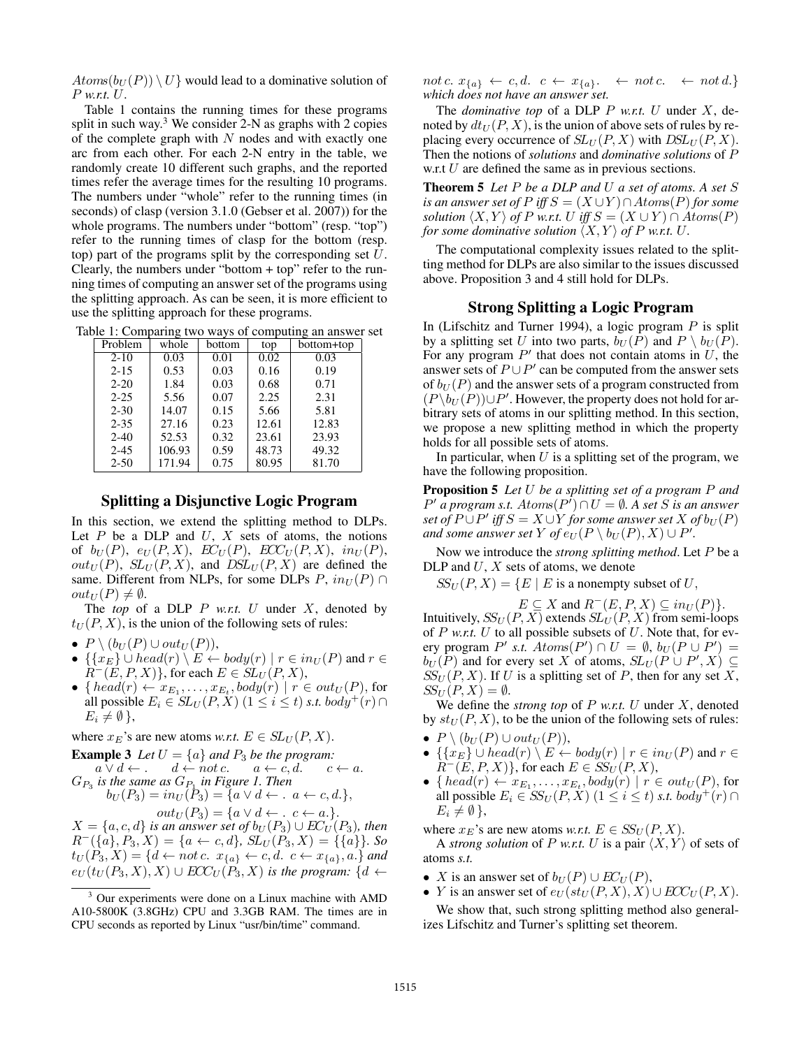$Atoms(b_U(P)) \setminus U\}$ would lead to a dominative solution of $P$ *w.r.t.* $U$.

Table 1 contains the running times for these programs split in such way.[3] We consider 2-N as graphs with 2 copies of the complete graph with $N$ nodes and with exactly one arc from each other. For each 2-N entry in the table, we randomly create 10 different such graphs, and the reported times refer the average times for the resulting 10 programs. The numbers under "whole" refer to the running times (in seconds) of clasp (version 3.1.0 (Gebser et al. 2007)) for the whole programs. The numbers under "bottom" (resp. "top") refer to the running times of clasp for the bottom (resp. top) part of the programs split by the corresponding set $U$. Clearly, the numbers under "bottom + top" refer to the running times of computing an answer set of the programs using the splitting approach. As can be seen, it is more efficient to use the splitting approach for these programs.

Table 1: Comparing two ways of computing an answer set

| Problem | whole | bottom | top | bottom+top |
|---|---|---|---|---|
| 2-10 | 0.03 | 0.01 | 0.02 | 0.03 |
| 2-15 | 0.53 | 0.03 | 0.16 | 0.19 |
| 2-20 | 1.84 | 0.03 | 0.68 | 0.71 |
| 2-25 | 5.56 | 0.07 | 2.25 | 2.31 |
| 2-30 | 14.07 | 0.15 | 5.66 | 5.81 |
| 2-35 | 27.16 | 0.23 | 12.61 | 12.83 |
| 2-40 | 52.53 | 0.32 | 23.61 | 23.93 |
| 2-45 | 106.93 | 0.59 | 48.73 | 49.32 |
| 2-50 | 171.94 | 0.75 | 80.95 | 81.70 |

## Splitting a Disjunctive Logic Program

In this section, we extend the splitting method to DLPs. Let $P$ be a DLP and $U$, $X$ sets of atoms, the notions of $b_U(P)$, $e_U(P,X)$, $EC_U(P)$, $ECC_U(P,X)$, $in_U(P)$, $out_U(P)$, $SL_U(P,X)$, and $DSL_U(P,X)$ are defined the same. Different from NLPs, for some DLPs $P$, $in_U(P) \cap out_U(P) \neq \emptyset$.

The *top* of a DLP $P$ *w.r.t.* $U$ under $X$, denoted by $t_U(P,X)$, is the union of the following sets of rules:

- $P \setminus (b_U(P) \cup out_U(P))$,
- $\{\{x_E\} \cup head(r) \setminus E \leftarrow body(r) \mid r \in in_U(P)$ and $r \in R^-(E,P,X)\}$, for each $E \in SL_U(P,X)$,
- $\{\, head(r) \leftarrow x_{E_1}, \ldots, x_{E_t}, body(r) \mid r \in out_U(P)$, for all possible $E_i \in SL_U(P,X)$ $(1 \leq i \leq t)$ *s.t.* $body^+(r) \cap E_i \neq \emptyset\,\}$,

where $x_E$'s are new atoms *w.r.t.* $E \in SL_U(P,X)$.

**Example 3** *Let $U = \{a\}$ and $P_3$ be the program:*
$$a \vee d \leftarrow . \quad d \leftarrow not\, c. \quad a \leftarrow c, d. \quad c \leftarrow a.$$
*$G_{P_3}$ is the same as $G_{P_1}$ in Figure 1. Then*
$$b_U(P_3) = in_U(P_3) = \{a \vee d \leftarrow .\ a \leftarrow c, d.\},$$
$$out_U(P_3) = \{a \vee d \leftarrow .\ c \leftarrow a.\}.$$
*$X = \{a, c, d\}$ is an answer set of $b_U(P_3) \cup EC_U(P_3)$, then $R^-(\{a\}, P_3, X) = \{a \leftarrow c, d\}$, $SL_U(P_3, X) = \{\{a\}\}$. So $t_U(P_3, X) = \{d \leftarrow not\, c.\ x_{\{a\}} \leftarrow c, d.\ c \leftarrow x_{\{a\}}, a.\}$ and $e_U(t_U(P_3, X), X) \cup ECC_U(P_3, X)$ is the program: $\{d \leftarrow not\, c.\ x_{\{a\}} \leftarrow c, d.\ \ c \leftarrow x_{\{a\}}.\ \ \leftarrow not\, c.\ \ \leftarrow not\, d.\}$ which does not have an answer set.*

The *dominative top* of a DLP $P$ *w.r.t.* $U$ under $X$, denoted by $dt_U(P,X)$, is the union of above sets of rules by replacing every occurrence of $SL_U(P,X)$ with $DSL_U(P,X)$. Then the notions of *solutions* and *dominative solutions* of $P$ w.r.t $U$ are defined the same as in previous sections.

**Theorem 5** *Let $P$ be a DLP and $U$ a set of atoms. A set $S$ is an answer set of $P$ iff $S = (X \cup Y) \cap Atoms(P)$ for some solution $\langle X, Y\rangle$ of $P$ w.r.t. $U$ iff $S = (X \cup Y) \cap Atoms(P)$ for some dominative solution $\langle X, Y\rangle$ of $P$ w.r.t. $U$.*

The computational complexity issues related to the splitting method for DLPs are also similar to the issues discussed above. Proposition 3 and 4 still hold for DLPs.

## Strong Splitting a Logic Program

In (Lifschitz and Turner 1994), a logic program $P$ is split by a splitting set $U$ into two parts, $b_U(P)$ and $P \setminus b_U(P)$. For any program $P'$ that does not contain atoms in $U$, the answer sets of $P \cup P'$ can be computed from the answer sets of $b_U(P)$ and the answer sets of a program constructed from $(P \setminus b_U(P)) \cup P'$. However, the property does not hold for arbitrary sets of atoms in our splitting method. In this section, we propose a new splitting method in which the property holds for all possible sets of atoms.

In particular, when $U$ is a splitting set of the program, we have the following proposition.

**Proposition 5** *Let $U$ be a splitting set of a program $P$ and $P'$ a program s.t. $Atoms(P') \cap U = \emptyset$. A set $S$ is an answer set of $P \cup P'$ iff $S = X \cup Y$ for some answer set $X$ of $b_U(P)$ and some answer set $Y$ of $e_U(P \setminus b_U(P), X) \cup P'$.*

Now we introduce the *strong splitting method*. Let $P$ be a DLP and $U$, $X$ sets of atoms, we denote

$$SS_U(P,X) = \{E \mid E \text{ is a nonempty subset of } U,$$
$$E \subseteq X \text{ and } R^-(E,P,X) \subseteq in_U(P)\}.$$

Intuitively, $SS_U(P,X)$ extends $SL_U(P,X)$ from semi-loops of $P$ *w.r.t.* $U$ to all possible subsets of $U$. Note that, for every program $P'$ *s.t.* $Atoms(P') \cap U = \emptyset$, $b_U(P \cup P') = b_U(P)$ and for every set $X$ of atoms, $SL_U(P \cup P', X) \subseteq SS_U(P,X)$. If $U$ is a splitting set of $P$, then for any set $X$, $SS_U(P,X) = \emptyset$.

We define the *strong top* of $P$ *w.r.t.* $U$ under $X$, denoted by $st_U(P,X)$, to be the union of the following sets of rules:

- $P \setminus (b_U(P) \cup out_U(P))$,
- $\{\{x_E\} \cup head(r) \setminus E \leftarrow body(r) \mid r \in in_U(P)$ and $r \in R^-(E,P,X)\}$, for each $E \in SS_U(P,X)$,
- $\{\, head(r) \leftarrow x_{E_1}, \ldots, x_{E_t}, body(r) \mid r \in out_U(P)$, for all possible $E_i \in SS_U(P,X)$ $(1 \leq i \leq t)$ *s.t.* $body^+(r) \cap E_i \neq \emptyset\,\}$,

where $x_E$'s are new atoms *w.r.t.* $E \in SS_U(P,X)$.

A *strong solution* of $P$ *w.r.t.* $U$ is a pair $\langle X, Y\rangle$ of sets of atoms *s.t.*

- $X$ is an answer set of $b_U(P) \cup EC_U(P)$,
- $Y$ is an answer set of $e_U(st_U(P,X),X) \cup ECC_U(P,X)$.

We show that, such strong splitting method also generalizes Lifschitz and Turner's splitting set theorem.

[3] Our experiments were done on a Linux machine with AMD A10-5800K (3.8GHz) CPU and 3.3GB RAM. The times are in CPU seconds as reported by Linux "usr/bin/time" command.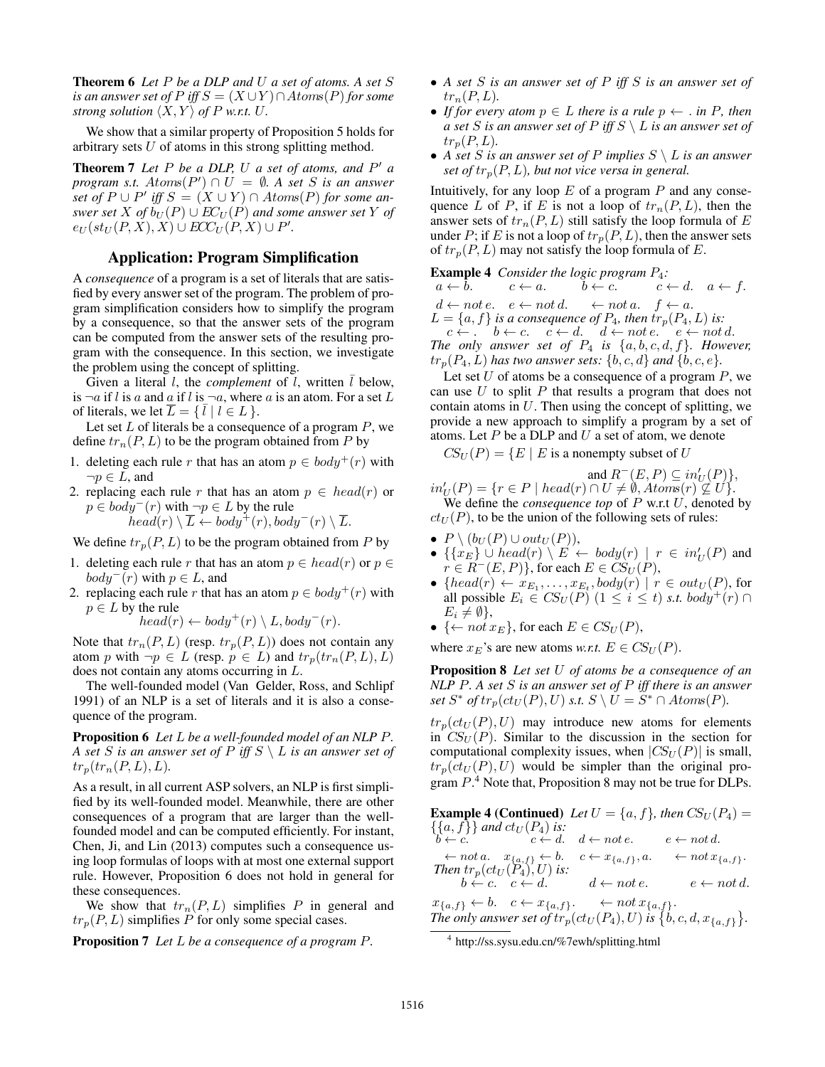**Theorem 6** *Let $P$ be a DLP and $U$ a set of atoms. A set $S$ is an answer set of $P$ iff $S = (X \cup Y) \cap Atoms(P)$ for some strong solution $\langle X, Y \rangle$ of $P$ w.r.t. $U$.*

We show that a similar property of Proposition 5 holds for arbitrary sets $U$ of atoms in this strong splitting method.

**Theorem 7** *Let $P$ be a DLP, $U$ a set of atoms, and $P'$ a program s.t. $Atoms(P') \cap U = \emptyset$. A set $S$ is an answer set of $P \cup P'$ iff $S = (X \cup Y) \cap Atoms(P)$ for some answer set $X$ of $b_U(P) \cup EC_U(P)$ and some answer set $Y$ of $e_U(st_U(P, X), X) \cup ECC_U(P, X) \cup P'$.*

## Application: Program Simplification

A *consequence* of a program is a set of literals that are satisfied by every answer set of the program. The problem of program simplification considers how to simplify the program by a consequence, so that the answer sets of the program can be computed from the answer sets of the resulting program with the consequence. In this section, we investigate the problem using the concept of splitting.

Given a literal $l$, the *complement* of $l$, written $\bar{l}$ below, is $\neg a$ if $l$ is $a$ and $a$ if $l$ is $\neg a$, where $a$ is an atom. For a set $L$ of literals, we let $\overline{L} = \{ \bar{l} \mid l \in L \}$.

Let set $L$ of literals be a consequence of a program $P$, we define $tr_n(P, L)$ to be the program obtained from $P$ by

1. deleting each rule $r$ that has an atom $p \in body^+(r)$ with $\neg p \in L$, and
2. replacing each rule $r$ that has an atom $p \in head(r)$ or $p \in body^-(r)$ with $\neg p \in L$ by the rule
$$head(r) \setminus \overline{L} \leftarrow body^+(r), body^-(r) \setminus \overline{L}.$$

We define $tr_p(P, L)$ to be the program obtained from $P$ by

1. deleting each rule $r$ that has an atom $p \in head(r)$ or $p \in body^-(r)$ with $p \in L$, and
2. replacing each rule $r$ that has an atom $p \in body^+(r)$ with $p \in L$ by the rule
$$head(r) \leftarrow body^+(r) \setminus L, body^-(r).$$

Note that $tr_n(P, L)$ (resp. $tr_p(P, L)$) does not contain any atom $p$ with $\neg p \in L$ (resp. $p \in L$) and $tr_p(tr_n(P, L), L)$ does not contain any atoms occurring in $L$.

The well-founded model (Van Gelder, Ross, and Schlipf 1991) of an NLP is a set of literals and it is also a consequence of the program.

**Proposition 6** *Let $L$ be a well-founded model of an NLP $P$. A set $S$ is an answer set of $P$ iff $S \setminus L$ is an answer set of $tr_p(tr_n(P, L), L)$.*

As a result, in all current ASP solvers, an NLP is first simplified by its well-founded model. Meanwhile, there are other consequences of a program that are larger than the well-founded model and can be computed efficiently. For instant, Chen, Ji, and Lin (2013) computes such a consequence using loop formulas of loops with at most one external support rule. However, Proposition 6 does not hold in general for these consequences.

We show that $tr_n(P, L)$ simplifies $P$ in general and $tr_p(P, L)$ simplifies $P$ for only some special cases.

**Proposition 7** *Let $L$ be a consequence of a program $P$.*

- *A set $S$ is an answer set of $P$ iff $S$ is an answer set of $tr_n(P, L)$.*
- *If for every atom $p \in L$ there is a rule $p \leftarrow .$ in $P$, then a set $S$ is an answer set of $P$ iff $S \setminus L$ is an answer set of $tr_p(P, L)$.*
- *A set $S$ is an answer set of $P$ implies $S \setminus L$ is an answer set of $tr_p(P, L)$, but not vice versa in general.*

Intuitively, for any loop $E$ of a program $P$ and any consequence $L$ of $P$, if $E$ is not a loop of $tr_n(P, L)$, then the answer sets of $tr_n(P, L)$ still satisfy the loop formula of $E$ under $P$; if $E$ is not a loop of $tr_p(P, L)$, then the answer sets of $tr_p(P, L)$ may not satisfy the loop formula of $E$.

**Example 4** *Consider the logic program $P_4$:*
$a \leftarrow b. \quad c \leftarrow a. \quad b \leftarrow c. \quad c \leftarrow d. \quad a \leftarrow f.$
$d \leftarrow not\, e. \quad e \leftarrow not\, d. \quad \leftarrow not\, a. \quad f \leftarrow a.$
*$L = \{a, f\}$ is a consequence of $P_4$, then $tr_p(P_4, L)$ is:*
$c \leftarrow . \quad b \leftarrow c. \quad c \leftarrow d. \quad d \leftarrow not\, e. \quad e \leftarrow not\, d.$
*The only answer set of $P_4$ is $\{a, b, c, d, f\}$. However, $tr_p(P_4, L)$ has two answer sets: $\{b, c, d\}$ and $\{b, c, e\}$.*

Let set $U$ of atoms be a consequence of a program $P$, we can use $U$ to split $P$ that results a program that does not contain atoms in $U$. Then using the concept of splitting, we provide a new approach to simplify a program by a set of atoms. Let $P$ be a DLP and $U$ a set of atom, we denote

$$CS_U(P) = \{E \mid E \text{ is a nonempty subset of } U \text{ and } R^-(E, P) \subseteq in'_U(P)\},$$
$$in'_U(P) = \{r \in P \mid head(r) \cap U \neq \emptyset, Atoms(r) \not\subseteq U\}.$$

We define the *consequence top* of $P$ w.r.t $U$, denoted by $ct_U(P)$, to be the union of the following sets of rules:

- $P \setminus (b_U(P) \cup out_U(P))$,
- $\{\{x_E\} \cup head(r) \setminus E \leftarrow body(r) \mid r \in in'_U(P)$ and $r \in R^-(E, P)\}$, for each $E \in CS_U(P)$,
- $\{head(r) \leftarrow x_{E_1}, \ldots, x_{E_t}, body(r) \mid r \in out_U(P)$, for all possible $E_i \in CS_U(P)$ $(1 \leq i \leq t)$ *s.t.* $body^+(r) \cap E_i \neq \emptyset\}$,
- $\{\leftarrow not\, x_E\}$, for each $E \in CS_U(P)$,

where $x_E$'s are new atoms *w.r.t.* $E \in CS_U(P)$.

**Proposition 8** *Let set $U$ of atoms be a consequence of an NLP $P$. A set $S$ is an answer set of $P$ iff there is an answer set $S^*$ of $tr_p(ct_U(P), U)$ s.t. $S \setminus U = S^* \cap Atoms(P)$.*

$tr_p(ct_U(P), U)$ may introduce new atoms for elements in $CS_U(P)$. Similar to the discussion in the section for computational complexity issues, when $|CS_U(P)|$ is small, $tr_p(ct_U(P), U)$ would be simpler than the original program $P$.[4] Note that, Proposition 8 may not be true for DLPs.

**Example 4 (Continued)** *Let $U = \{a, f\}$, then $CS_U(P_4) = \{\{a, f\}\}$ and $ct_U(P_4)$ is:*
$b \leftarrow c. \quad c \leftarrow d. \quad d \leftarrow not\, e. \quad e \leftarrow not\, d.$
$\leftarrow not\, a. \quad x_{\{a,f\}} \leftarrow b. \quad c \leftarrow x_{\{a,f\}}, a. \quad \leftarrow not\, x_{\{a,f\}}.$
*Then $tr_p(ct_U(P_4), U)$ is:*
$b \leftarrow c. \quad c \leftarrow d. \quad d \leftarrow not\, e. \quad e \leftarrow not\, d.$
$x_{\{a,f\}} \leftarrow b. \quad c \leftarrow x_{\{a,f\}}. \quad \leftarrow not\, x_{\{a,f\}}.$
*The only answer set of $tr_p(ct_U(P_4), U)$ is $\{b, c, d, x_{\{a,f\}}\}$.*

[4] http://ss.sysu.edu.cn/%7ewh/splitting.html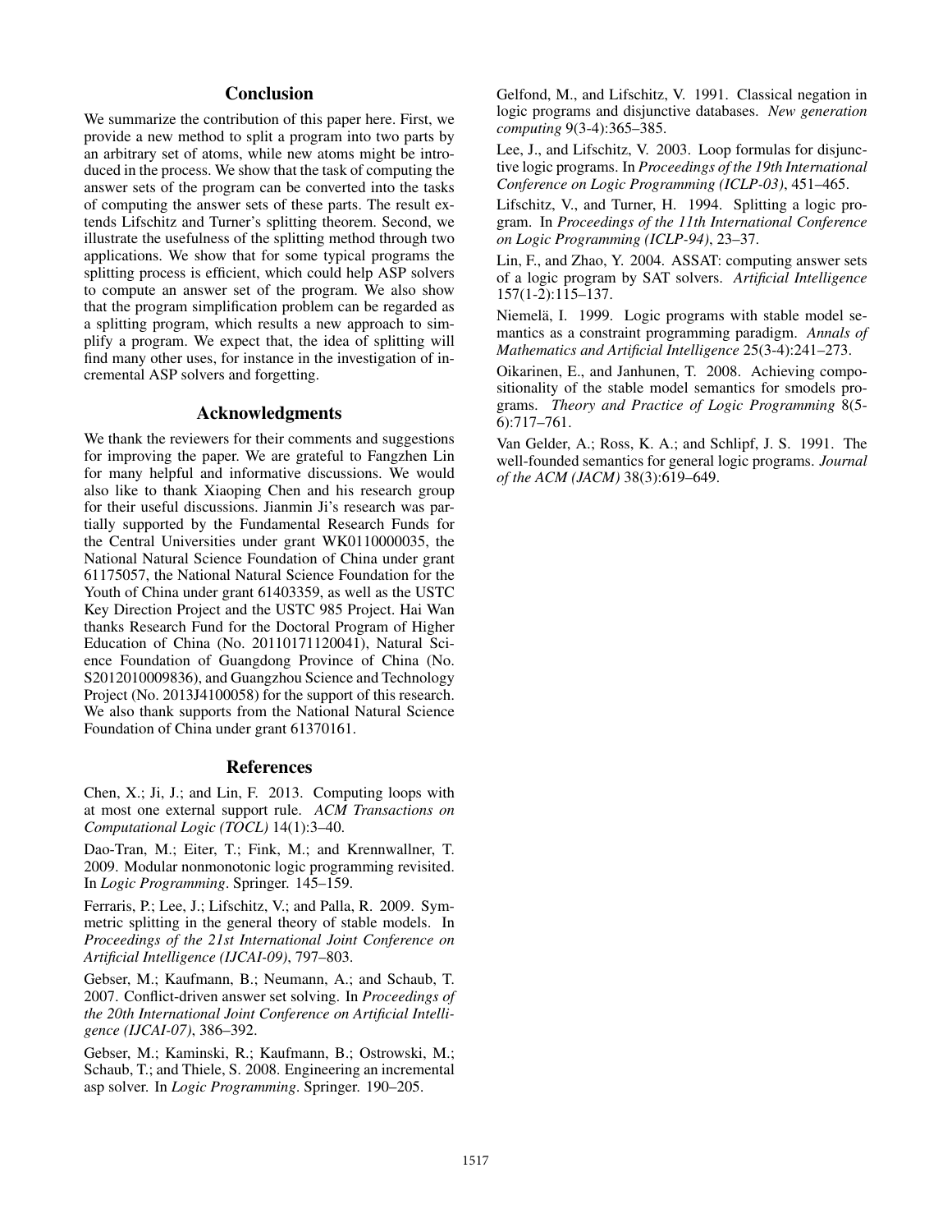## Conclusion

We summarize the contribution of this paper here. First, we provide a new method to split a program into two parts by an arbitrary set of atoms, while new atoms might be introduced in the process. We show that the task of computing the answer sets of the program can be converted into the tasks of computing the answer sets of these parts. The result extends Lifschitz and Turner's splitting theorem. Second, we illustrate the usefulness of the splitting method through two applications. We show that for some typical programs the splitting process is efficient, which could help ASP solvers to compute an answer set of the program. We also show that the program simplification problem can be regarded as a splitting program, which results a new approach to simplify a program. We expect that, the idea of splitting will find many other uses, for instance in the investigation of incremental ASP solvers and forgetting.

## Acknowledgments

We thank the reviewers for their comments and suggestions for improving the paper. We are grateful to Fangzhen Lin for many helpful and informative discussions. We would also like to thank Xiaoping Chen and his research group for their useful discussions. Jianmin Ji's research was partially supported by the Fundamental Research Funds for the Central Universities under grant WK0110000035, the National Natural Science Foundation of China under grant 61175057, the National Natural Science Foundation for the Youth of China under grant 61403359, as well as the USTC Key Direction Project and the USTC 985 Project. Hai Wan thanks Research Fund for the Doctoral Program of Higher Education of China (No. 20110171120041), Natural Science Foundation of Guangdong Province of China (No. S2012010009836), and Guangzhou Science and Technology Project (No. 2013J4100058) for the support of this research. We also thank supports from the National Natural Science Foundation of China under grant 61370161.

## References

Chen, X.; Ji, J.; and Lin, F. 2013. Computing loops with at most one external support rule. *ACM Transactions on Computational Logic (TOCL)* 14(1):3–40.

Dao-Tran, M.; Eiter, T.; Fink, M.; and Krennwallner, T. 2009. Modular nonmonotonic logic programming revisited. In *Logic Programming*. Springer. 145–159.

Ferraris, P.; Lee, J.; Lifschitz, V.; and Palla, R. 2009. Symmetric splitting in the general theory of stable models. In *Proceedings of the 21st International Joint Conference on Artificial Intelligence (IJCAI-09)*, 797–803.

Gebser, M.; Kaufmann, B.; Neumann, A.; and Schaub, T. 2007. Conflict-driven answer set solving. In *Proceedings of the 20th International Joint Conference on Artificial Intelligence (IJCAI-07)*, 386–392.

Gebser, M.; Kaminski, R.; Kaufmann, B.; Ostrowski, M.; Schaub, T.; and Thiele, S. 2008. Engineering an incremental asp solver. In *Logic Programming*. Springer. 190–205.

Gelfond, M., and Lifschitz, V. 1991. Classical negation in logic programs and disjunctive databases. *New generation computing* 9(3-4):365–385.

Lee, J., and Lifschitz, V. 2003. Loop formulas for disjunctive logic programs. In *Proceedings of the 19th International Conference on Logic Programming (ICLP-03)*, 451–465.

Lifschitz, V., and Turner, H. 1994. Splitting a logic program. In *Proceedings of the 11th International Conference on Logic Programming (ICLP-94)*, 23–37.

Lin, F., and Zhao, Y. 2004. ASSAT: computing answer sets of a logic program by SAT solvers. *Artificial Intelligence* 157(1-2):115–137.

Niemelä, I. 1999. Logic programs with stable model semantics as a constraint programming paradigm. *Annals of Mathematics and Artificial Intelligence* 25(3-4):241–273.

Oikarinen, E., and Janhunen, T. 2008. Achieving compositionality of the stable model semantics for smodels programs. *Theory and Practice of Logic Programming* 8(5-6):717–761.

Van Gelder, A.; Ross, K. A.; and Schlipf, J. S. 1991. The well-founded semantics for general logic programs. *Journal of the ACM (JACM)* 38(3):619–649.